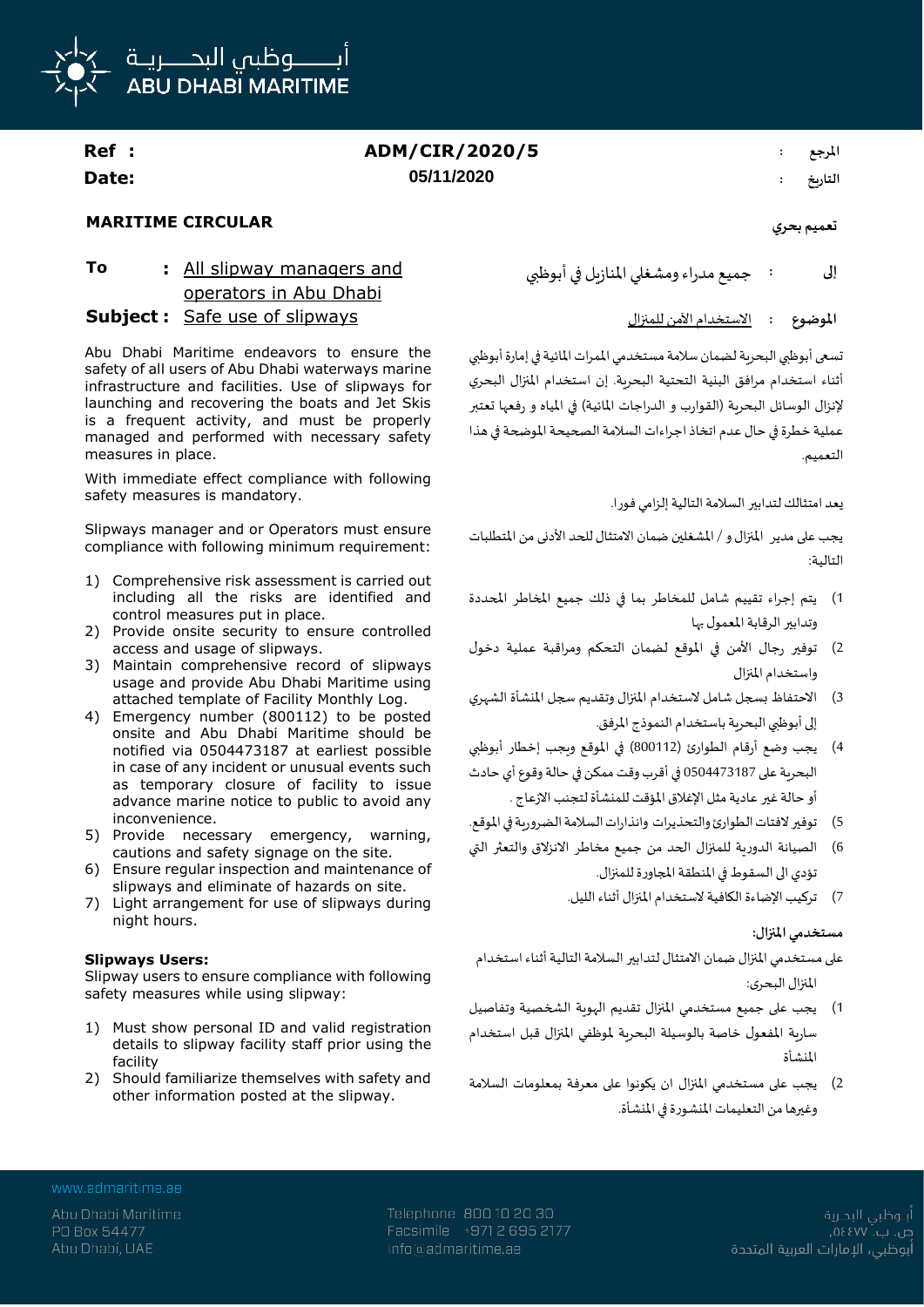أبـــوظبي البحـــرية
ABU DHABI MARITIME

**Ref :** ADM/CIR/2020/5 : المرجع

**Date:** 05/11/2020 : التاريخ

## MARITIME CIRCULAR

## تعميم بحري

**To :** All slipway managers and operators in Abu Dhabi

**Subject :** Safe use of slipways

Abu Dhabi Maritime endeavors to ensure the safety of all users of Abu Dhabi waterways marine infrastructure and facilities. Use of slipways for launching and recovering the boats and Jet Skis is a frequent activity, and must be properly managed and performed with necessary safety measures in place.

With immediate effect compliance with following safety measures is mandatory.

Slipways manager and or Operators must ensure compliance with following minimum requirement:

1) Comprehensive risk assessment is carried out including all the risks are identified and control measures put in place.
2) Provide onsite security to ensure controlled access and usage of slipways.
3) Maintain comprehensive record of slipways usage and provide Abu Dhabi Maritime using attached template of Facility Monthly Log.
4) Emergency number (800112) to be posted onsite and Abu Dhabi Maritime should be notified via 0504473187 at earliest possible in case of any incident or unusual events such as temporary closure of facility to issue advance marine notice to public to avoid any inconvenience.
5) Provide necessary emergency, warning, cautions and safety signage on the site.
6) Ensure regular inspection and maintenance of slipways and eliminate of hazards on site.
7) Light arrangement for use of slipways during night hours.

**Slipways Users:**

Slipway users to ensure compliance with following safety measures while using slipway:

1) Must show personal ID and valid registration details to slipway facility staff prior using the facility
2) Should familiarize themselves with safety and other information posted at the slipway.

**إلى :** جميع مدراء ومشغلي المنازيل في أبوظبي

**الموضوع :** الاستخدام الآمن للمنازل

تسعى أبوظبي البحرية لضمان سلامة مستخدمي الممرات المائية في إمارة أبوظبي أثناء استخدام مرافق البنية التحتية البحرية. إن استخدام المنزال البحري لإنزال الوسائل البحرية (القوارب و الدراجات المائية) في المياه و رفعها تعتبر عملية خطرة في حال عدم اتخاذ اجراءات السلامة الصحيحة الموضحة في هذا التعميم.

يعد امتثالك لتدابير السلامة التالية إلزامي فورا.

يجب على مدير المنزال و / المشغلين ضمان الامتثال للحد الأدنى من المتطلبات التالية:

1) يتم إجراء تقييم شامل للمخاطر بما في ذلك جميع المخاطر المحددة وتدابير الرقابة المعمول بها
2) توفير رجال الأمن في الموقع لضمان التحكم ومراقبة عملية دخول واستخدام المنزال
3) الاحتفاظ بسجل شامل لاستخدام المنزال وتقديم سجل المنشأة الشهري إلى أبوظبي البحرية باستخدام النموذج المرفق.
4) يجب وضع أرقام الطوارئ (800112) في الموقع ويجب إخطار أبوظبي البحرية على 0504473187 في أقرب وقت ممكن في حالة وقوع أي حادث أو حالة غير عادية مثل الإغلاق المؤقت للمنشأة لتجنب الازعاج .
5) توفير لافتات الطوارئ والتحذيرات وانذارات السلامة الضرورية في الموقع.
6) الصيانة الدورية للمنزال الحد من جميع مخاطر الانزلاق والتعثر التي تؤدي الى السقوط في المنطقة المجاورة للمنزال.
7) تركيب الإضاءة الكافية لاستخدام المنزال أثناء الليل.

**مستخدمي المنزال:**

على مستخدمي المنزال ضمان الامتثال لتدابير السلامة التالية أثناء استخدام المنزال البحرى:

1) يجب على جميع مستخدمي المنزال تقديم الهوية الشخصية وتفاصيل سارية المفعول خاصة بالوسيلة البحرية لموظفي المنزال قبل استخدام المنشأة
2) يجب على مستخدمي المنزال ان يكونوا على معرفة بمعلومات السلامة وغيرها من التعليمات المنشورة في المنشأة.

www.admaritime.ae

Abu Dhabi Maritime
PO Box 54477
Abu Dhabi, UAE

Telephone 800 10 20 30
Facsimile +971 2 695 2177
info@admaritime.ae

أبوظبي البحرية
ص. ب. ٥٤٤٧٧،
أبوظبي، الإمارات العربية المتحدة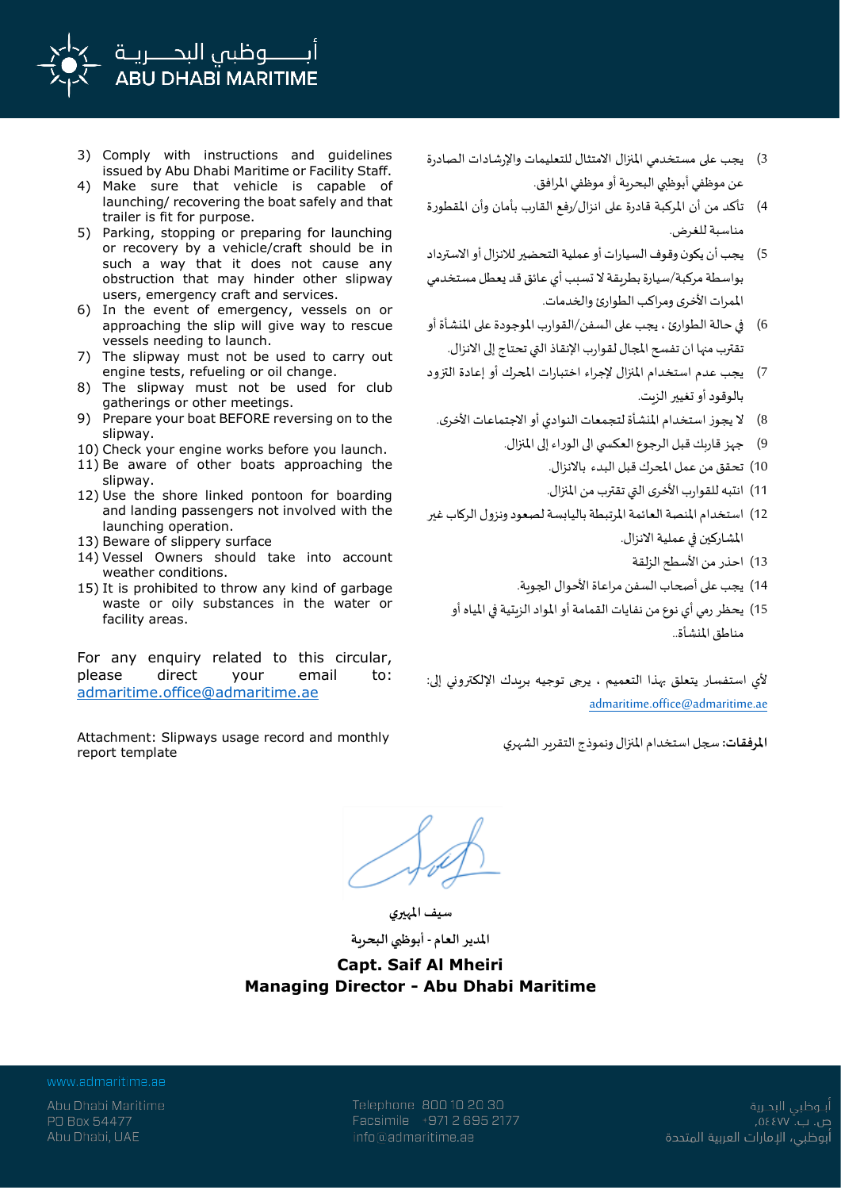3) Comply with instructions and guidelines issued by Abu Dhabi Maritime or Facility Staff.
4) Make sure that vehicle is capable of launching/ recovering the boat safely and that trailer is fit for purpose.
5) Parking, stopping or preparing for launching or recovery by a vehicle/craft should be in such a way that it does not cause any obstruction that may hinder other slipway users, emergency craft and services.
6) In the event of emergency, vessels on or approaching the slip will give way to rescue vessels needing to launch.
7) The slipway must not be used to carry out engine tests, refueling or oil change.
8) The slipway must not be used for club gatherings or other meetings.
9) Prepare your boat BEFORE reversing on to the slipway.
10) Check your engine works before you launch.
11) Be aware of other boats approaching the slipway.
12) Use the shore linked pontoon for boarding and landing passengers not involved with the launching operation.
13) Beware of slippery surface
14) Vessel Owners should take into account weather conditions.
15) It is prohibited to throw any kind of garbage waste or oily substances in the water or facility areas.

For any enquiry related to this circular, please direct your email to: admaritime.office@admaritime.ae

Attachment: Slipways usage record and monthly report template

3) يجب على مستخدمي المنزال الامتثال للتعليمات والإرشادات الصادرة عن موظفي أبوظبي البحرية أو موظفي المرافق.
4) تأكد من أن المركبة قادرة على انزال/رفع القارب بأمان وأن المقطورة مناسبة للغرض.
5) يجب أن يكون وقوف السيارات أو عملية التحضير للانزال أو الاسترداد بواسطة مركبة/سيارة بطريقة لا تسبب أي عائق قد يعطل مستخدمي الممرات الأخرى ومراكب الطوارئ والخدمات.
6) في حالة الطوارئ ، يجب على السفن/القوارب الموجودة على المنشأة أو تقترب منها ان تفسح المجال لقوارب الإنقاذ التي تحتاج إلى الانزال.
7) يجب عدم استخدام المنزال لإجراء اختبارات المحرك أو إعادة التزود بالوقود أو تغيير الزيت.
8) لا يجوز استخدام المنشأة لتجمعات النوادي أو الاجتماعات الأخرى.
9) جهز قاربك قبل الرجوع العكسي الى الوراء إلى المنزال.
10) تحقق من عمل المحرك قبل البدء بالانزال.
11) انتبه للقوارب الأخرى التي تقترب من المنزال.
12) استخدام المنصة العائمة المرتبطة باليابسة لصعود ونزول الركاب غير المشاركين في عملية الانزال.
13) احذر من الأسطح الزلقة
14) يجب على أصحاب السفن مراعاة الأحوال الجوية.
15) يحظر رمي أي نوع من نفايات القمامة أو المواد الزيتية في المياه أو مناطق المنشأة..

لأي استفسار يتعلق بهذا التعميم ، يرجى توجيه بريدك الإلكتروني إلى: admaritime.office@admaritime.ae

**المرفقات:** سجل استخدام المنزال ونموذج التقرير الشهري

**سيف المهيري**

**المدير العام - أبوظبي البحرية**

**Capt. Saif Al Mheiri**
**Managing Director - Abu Dhabi Maritime**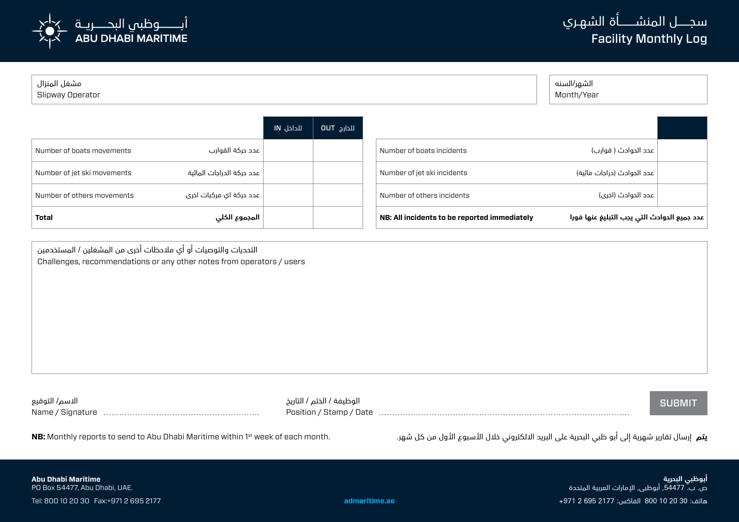# سجـــل المنشـــأة الشهـري
# Facility Monthly Log

أبـــــوظبي البحـــرية
ABU DHABI MARITIME

| مشغل المنزال Slipway Operator | الشهر/السنه Month/Year |
|---|---|
| | |

| | | للداخل IN | للخارج OUT |
|---|---|---|---|
| Number of boats movements | عدد حركة القوارب | | |
| Number of jet ski movements | عدد حركة الدراجات المائية | | |
| Number of others movements | عدد حركة اي مركبات اخرى | | |
| **Total** | **المجموع الكلي** | | |

| | | |
|---|---|---|
| Number of boats incidents | عدد الحوادث ( قوارب) | |
| Number of jet ski incidents | عدد الحوادث (دراجات مائية) | |
| Number of others incidents | عدد الحوادث (اخرى) | |
| **NB: All incidents to be reported immediately** | **عدد جميع الحوادث التي يجب التبليغ عنها فورا** | |

التحديات والتوصيات أو أي ملاحظات أخرى من المشغلين / المستخدمين
Challenges, recommendations or any other notes from operators / users

الاسم/ التوقيع
Name / Signature ..........................................................

الوظيفة / الختم / التاريخ
Position / Stamp / Date ..........................................................................................

SUBMIT

**NB:** Monthly reports to send to Abu Dhabi Maritime within 1st week of each month.

**يتم** إرسال تقارير شهرية إلى أبو ظبي البحرية على البريد الالكتروني خلال الأسبوع الأول من كل شهر.

**Abu Dhabi Maritime**
PO Box 54477, Abu Dhabi, UAE.
Tel: 800 10 20 30 Fax:+971 2 695 2177

admaritime.ae

**أبوظبي البحرية**
ص. ب. 54477, أبوظبي, الإمارات العربية المتحدة
هاتف: 30 20 10 800 الفاكس: 2177 695 2 971+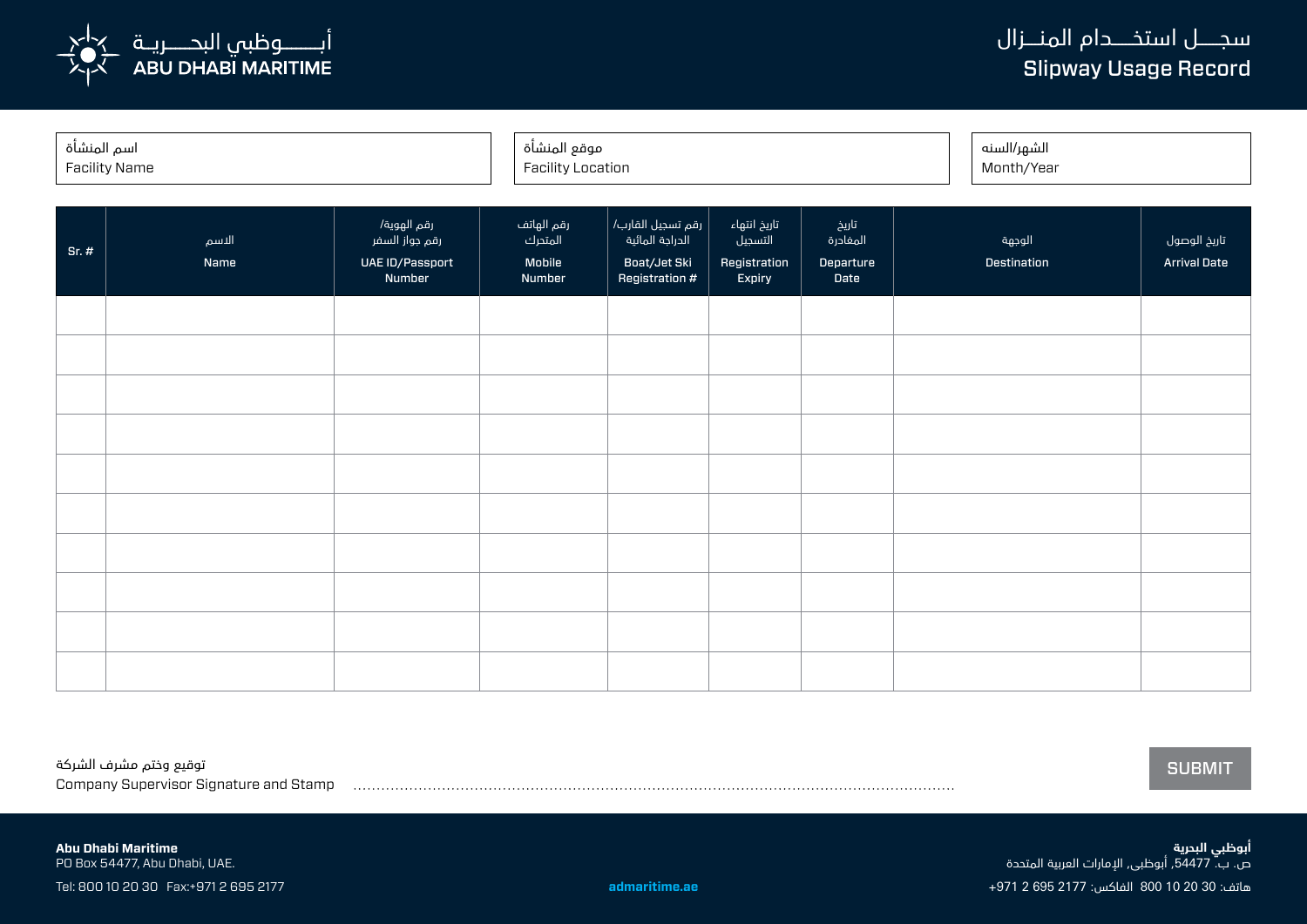أبـــــوظبي البحـــرية
ABU DHABI MARITIME

# سجـــل استخـــدام المنـــزال
# Slipway Usage Record

| اسم المنشأة<br>Facility Name | موقع المنشأة<br>Facility Location | الشهر/السنه<br>Month/Year |
|---|---|---|
| | | |

| Sr. # | الاسم<br>Name | رقم الهوية/<br>رقم جواز السفر<br>UAE ID/Passport Number | رقم الهاتف<br>المتحرك<br>Mobile Number | رقم تسجيل القارب/<br>الدراجة المائية<br>Boat/Jet Ski Registration # | تاريخ انتهاء<br>التسجيل<br>Registration Expiry | تاريخ<br>المغادرة<br>Departure Date | الوجهة<br>Destination | تاريخ الوصول<br>Arrival Date |
|---|---|---|---|---|---|---|---|---|
| | | | | | | | | |
| | | | | | | | | |
| | | | | | | | | |
| | | | | | | | | |
| | | | | | | | | |
| | | | | | | | | |
| | | | | | | | | |
| | | | | | | | | |
| | | | | | | | | |
| | | | | | | | | |

توقيع وختم مشرف الشركة
Company Supervisor Signature and Stamp ..........................................................................................................................

SUBMIT

**Abu Dhabi Maritime**
PO Box 54477, Abu Dhabi, UAE.
Tel: 800 10 20 30 Fax:+971 2 695 2177

**admaritime.ae**

**أبوظبي البحرية**
ص. ب. 54477, أبوظبي, الإمارات العربية المتحدة
هاتف: 30 20 10 800 الفاكس: 2177 695 2 971+